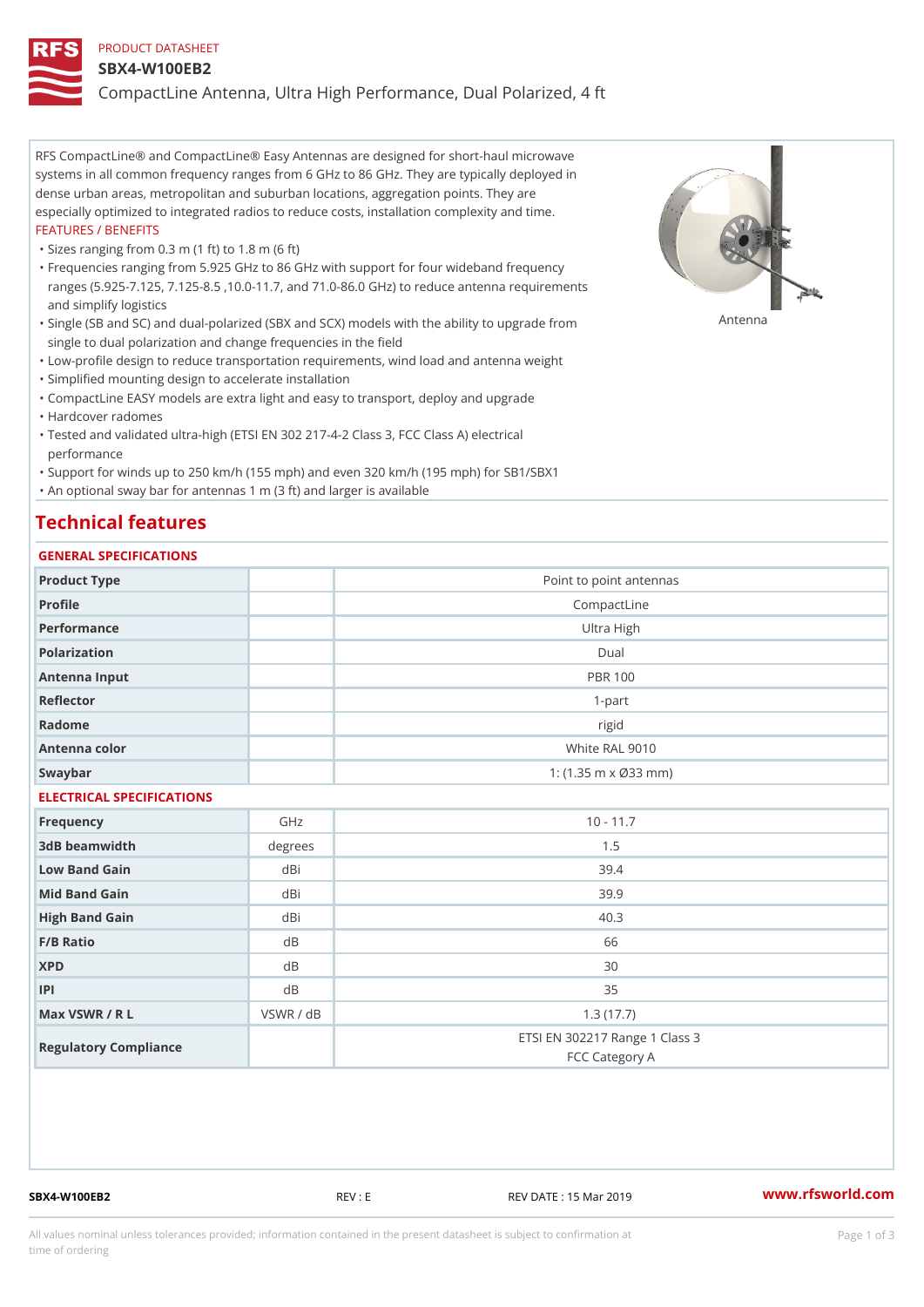PRODUCT DATASHEET

# SBX4-W100EB2

CompactLine Antenna, Ultra High Performance, Dual Polarized, 4 ft

RFS CompactLine® and CompactLine® Easy Antennas are designed for short-haul microwave systems in all common frequency ranges from 6 GHz to 86 GHz. They are typically deployed in dense urban areas, metropolitan and suburban locations, aggregation points. They are especially optimized to integrated radios to reduce costs, installation complexity and time.

FEATURES / BENEFITS

- Sizes ranging from 0.3 m (1 ft) to 1.8 m (6 ft)
- Frequencies ranging from 5.925 GHz to 86 GHz with support for four wideband frequency ranges (5.925-7.125, 7.125-8.5 ,10.0-11.7, and 71.0-86.0 GHz) to reduce antenna requirements and simplify logistics
- Single (SB and SC) and dual-polarized (SBX and SCX) models with the ability to upgrade from single to dual polarization and change frequencies in the field
- Low-profile design to reduce transportation requirements, wind load and antenna weight
- Simplified mounting design to accelerate installation
- CompactLine EASY models are extra light and easy to transport, deploy and upgrade
- Hardcover radomes
- Tested and validated ultra-high (ETSI EN 302 217-4-2 Class 3, FCC Class A) electrical performance
- Support for winds up to 250 km/h (155 mph) and even 320 km/h (195 mph) for SB1/SBX1
- An optional sway bar for antennas 1 m (3 ft) and larger is available

Antenna

## Technical features

### GENERAL SPECIFICATIONS

| | | |
|---|---|---|
| Product Type | | Point to point antennas |
| Profile | | CompactLine |
| Performance | | Ultra High |
| Polarization | | Dual |
| Antenna Input | | PBR 100 |
| Reflector | | 1-part |
| Radome | | rigid |
| Antenna color | | White RAL 9010 |
| Swaybar | | 1: (1.35 m x Ø33 mm) |

### ELECTRICAL SPECIFICATIONS

| | | |
|---|---|---|
| Frequency | GHz | 10 - 11.7 |
| 3dB beamwidth | degrees | 1.5 |
| Low Band Gain | dBi | 39.4 |
| Mid Band Gain | dBi | 39.9 |
| High Band Gain | dBi | 40.3 |
| F/B Ratio | dB | 66 |
| XPD | dB | 30 |
| IPI | dB | 35 |
| Max VSWR / R L | VSWR / dB | 1.3 (17.7) |
| Regulatory Compliance | | ETSI EN 302217 Range 1 Class 3<br>FCC Category A |

SBX4-W100EB2 REV : E REV DATE : 15 Mar 2019 www.rfsworld.com

All values nominal unless tolerances provided; information contained in the present datasheet is subject to confirmation at time of ordering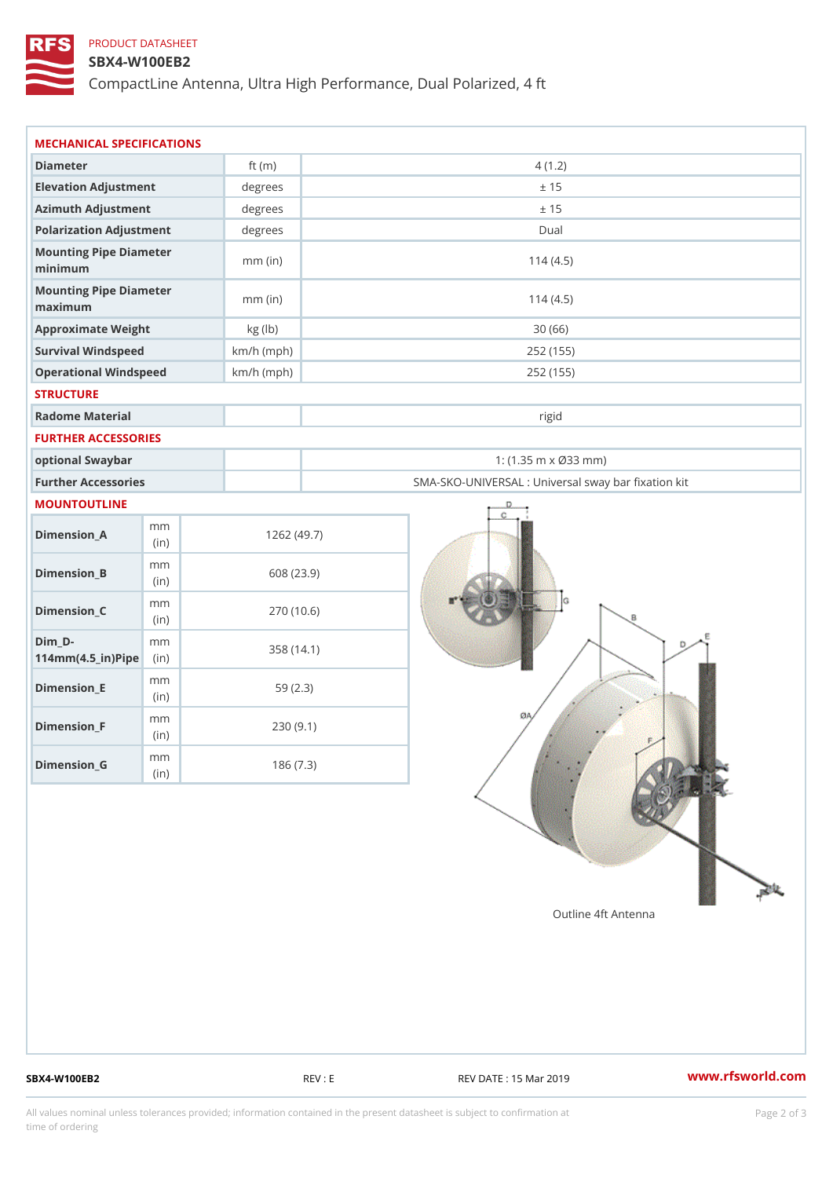PRODUCT DATASHEET

# SBX4-W100EB2

CompactLine Antenna, Ultra High Performance, Dual Polarized, 4 ft

## MECHANICAL SPECIFICATIONS

| | | |
|---|---|---|
| Diameter | ft (m) | 4 (1.2) |
| Elevation Adjustment | degrees | ± 15 |
| Azimuth Adjustment | degrees | ± 15 |
| Polarization Adjustment | degrees | Dual |
| Mounting Pipe Diameter minimum | mm (in) | 114 (4.5) |
| Mounting Pipe Diameter maximum | mm (in) | 114 (4.5) |
| Approximate Weight | kg (lb) | 30 (66) |
| Survival Windspeed | km/h (mph) | 252 (155) |
| Operational Windspeed | km/h (mph) | 252 (155) |

## STRUCTURE

| | | |
|---|---|---|
| Radome Material | | rigid |

## FURTHER ACCESSORIES

| | | |
|---|---|---|
| optional Swaybar | | 1: (1.35 m x Ø33 mm) |
| Further Accessories | | SMA-SKO-UNIVERSAL : Universal sway bar fixation kit |

## MOUNTOUTLINE

| | | |
|---|---|---|
| Dimension_A | mm (in) | 1262 (49.7) |
| Dimension_B | mm (in) | 608 (23.9) |
| Dimension_C | mm (in) | 270 (10.6) |
| Dim_D-114mm(4.5_in)Pipe | mm (in) | 358 (14.1) |
| Dimension_E | mm (in) | 59 (2.3) |
| Dimension_F | mm (in) | 230 (9.1) |
| Dimension_G | mm (in) | 186 (7.3) |

Outline 4ft Antenna

SBX4-W100EB2 REV : E REV DATE : 15 Mar 2019 www.rfsworld.com

All values nominal unless tolerances provided; information contained in the present datasheet is subject to confirmation at time of ordering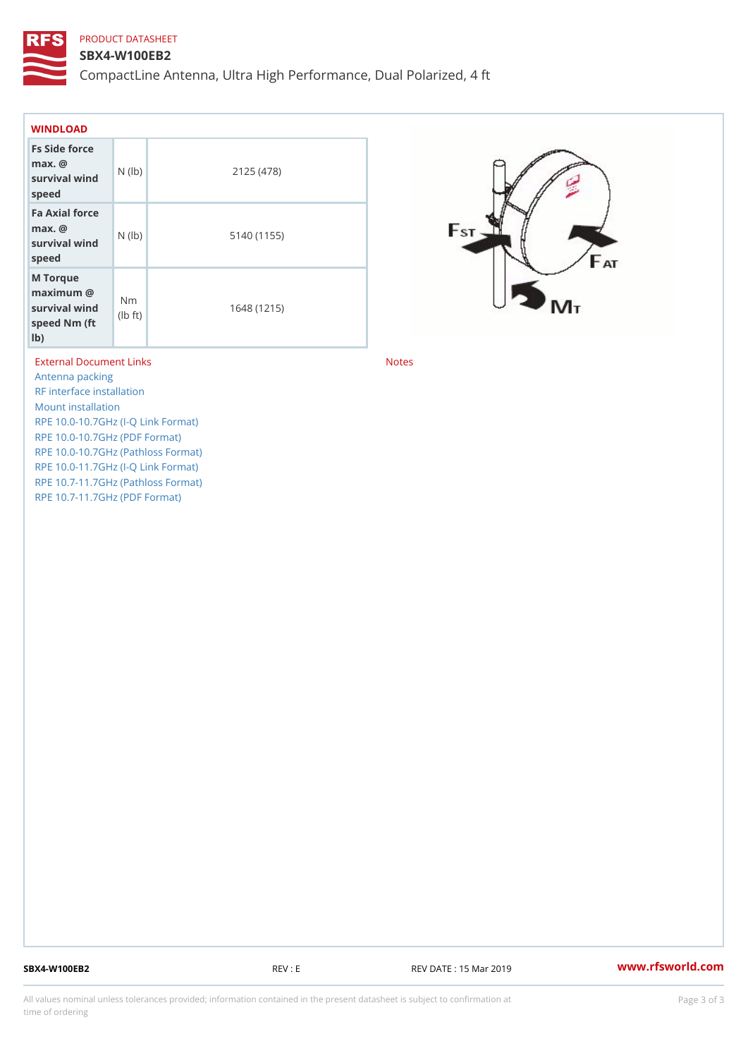## WINDLOAD

| | | |
|---|---|---|
| Fs Side force max. @ survival wind speed | N (lb) | 2125 (478) |
| Fa Axial force max. @ survival wind speed | N (lb) | 5140 (1155) |
| M Torque maximum @ survival wind speed Nm (ft lb) | Nm (lb ft) | 1648 (1215) |

FST

FAT

MT

External Document Links

- Antenna packing
- RF interface installation
- Mount installation
- RPE 10.0-10.7GHz (I-Q Link Format)
- RPE 10.0-10.7GHz (PDF Format)
- RPE 10.0-10.7GHz (Pathloss Format)
- RPE 10.0-11.7GHz (I-Q Link Format)
- RPE 10.7-11.7GHz (Pathloss Format)
- RPE 10.7-11.7GHz (PDF Format)

Notes